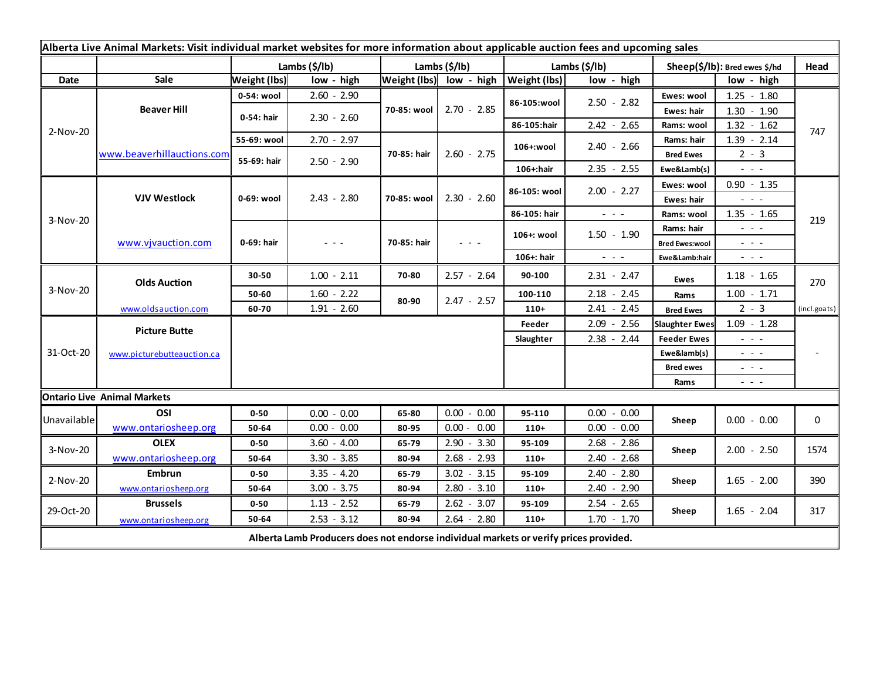**Alberta Live Animal Markets: Visit individual market websites for more information about applicable auction fees and upcoming sales**

| Date | Sale | Lambs ($/lb) Weight (lbs) | low - high | Lambs ($/lb) Weight (lbs) | low - high | Lambs ($/lb) Weight (lbs) | low - high | Sheep($/lb): Bred ewes $/hd | low - high | Head |
|---|---|---|---|---|---|---|---|---|---|---|
| 2-Nov-20 | Beaver Hill www.beaverhillauctions.com | 0-54: wool | 2.60 - 2.90 | 70-85: wool | 2.70 - 2.85 | 86-105:wool | 2.50 - 2.82 | Ewes: wool | 1.25 - 1.80 | 747 |
| | | 0-54: hair | 2.30 - 2.60 | | | | | Ewes: hair | 1.30 - 1.90 | |
| | | | | | | 86-105:hair | 2.42 - 2.65 | Rams: wool | 1.32 - 1.62 | |
| | | 55-69: wool | 2.70 - 2.97 | 70-85: hair | 2.60 - 2.75 | 106+:wool | 2.40 - 2.66 | Rams: hair | 1.39 - 2.14 | |
| | | 55-69: hair | 2.50 - 2.90 | | | | | Bred Ewes | 2 - 3 | |
| | | | | | | 106+:hair | 2.35 - 2.55 | Ewe&Lamb(s) | - - - | |
| 3-Nov-20 | VJV Westlock www.vjvauction.com | 0-69: wool | 2.43 - 2.80 | 70-85: wool | 2.30 - 2.60 | 86-105: wool | 2.00 - 2.27 | Ewes: wool | 0.90 - 1.35 | 219 |
| | | | | | | | | Ewes: hair | - - - | |
| | | | | | | 86-105: hair | - - - | Rams: wool | 1.35 - 1.65 | |
| | | 0-69: hair | - - - | 70-85: hair | - - - | 106+: wool | 1.50 - 1.90 | Rams: hair | - - - | |
| | | | | | | | | Bred Ewes:wool | - - - | |
| | | | | | | 106+: hair | - - - | Ewe&Lamb:hair | - - - | |
| 3-Nov-20 | Olds Auction www.oldsauction.com | 30-50 | 1.00 - 2.11 | 70-80 | 2.57 - 2.64 | 90-100 | 2.31 - 2.47 | Ewes | 1.18 - 1.65 | 270 (incl.goats) |
| | | 50-60 | 1.60 - 2.22 | 80-90 | 2.47 - 2.57 | 100-110 | 2.18 - 2.45 | Rams | 1.00 - 1.71 | |
| | | 60-70 | 1.91 - 2.60 | | | 110+ | 2.41 - 2.45 | Bred Ewes | 2 - 3 | |
| 31-Oct-20 | Picture Butte www.picturebutteauction.ca | | | | | Feeder | 2.09 - 2.56 | Slaughter Ewes | 1.09 - 1.28 | - |
| | | | | | | Slaughter | 2.38 - 2.44 | Feeder Ewes | - - - | |
| | | | | | | | | Ewe&lamb(s) | - - - | |
| | | | | | | | | Bred ewes | - - - | |
| | | | | | | | | Rams | - - - | |

**Ontario Live Animal Markets**

| Date | Sale | Weight (lbs) | low - high | Weight (lbs) | low - high | Weight (lbs) | low - high | | low - high | Head |
|---|---|---|---|---|---|---|---|---|---|---|
| Unavailable | OSI www.ontariosheep.org | 0-50 | 0.00 - 0.00 | 65-80 | 0.00 - 0.00 | 95-110 | 0.00 - 0.00 | Sheep | 0.00 - 0.00 | 0 |
| | | 50-64 | 0.00 - 0.00 | 80-95 | 0.00 - 0.00 | 110+ | 0.00 - 0.00 | | | |
| 3-Nov-20 | OLEX www.ontariosheep.org | 0-50 | 3.60 - 4.00 | 65-79 | 2.90 - 3.30 | 95-109 | 2.68 - 2.86 | Sheep | 2.00 - 2.50 | 1574 |
| | | 50-64 | 3.30 - 3.85 | 80-94 | 2.68 - 2.93 | 110+ | 2.40 - 2.68 | | | |
| 2-Nov-20 | Embrun www.ontariosheep.org | 0-50 | 3.35 - 4.20 | 65-79 | 3.02 - 3.15 | 95-109 | 2.40 - 2.80 | Sheep | 1.65 - 2.00 | 390 |
| | | 50-64 | 3.00 - 3.75 | 80-94 | 2.80 - 3.10 | 110+ | 2.40 - 2.90 | | | |
| 29-Oct-20 | Brussels www.ontariosheep.org | 0-50 | 1.13 - 2.52 | 65-79 | 2.62 - 3.07 | 95-109 | 2.54 - 2.65 | Sheep | 1.65 - 2.04 | 317 |
| | | 50-64 | 2.53 - 3.12 | 80-94 | 2.64 - 2.80 | 110+ | 1.70 - 1.70 | | | |

**Alberta Lamb Producers does not endorse individual markets or verify prices provided.**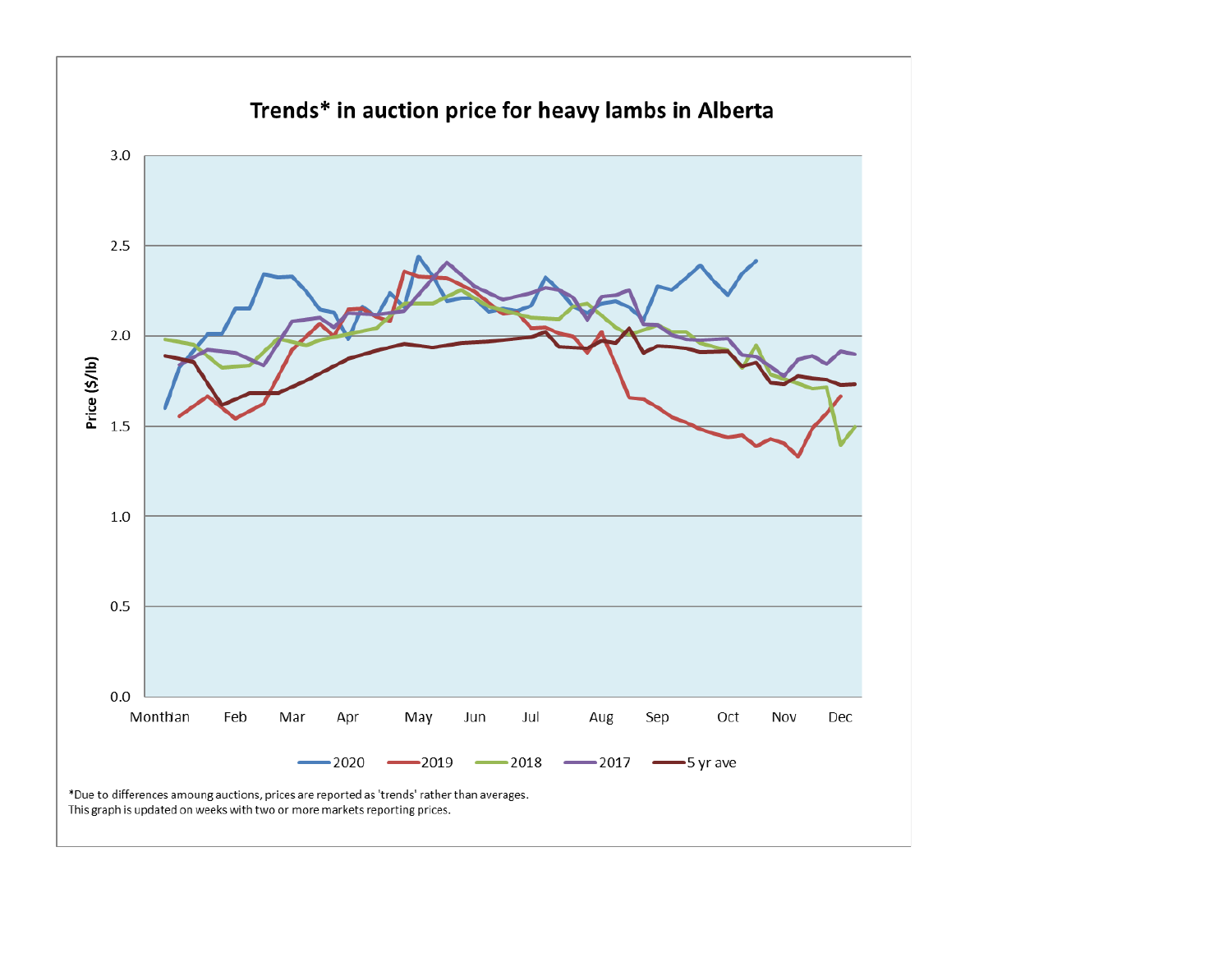## Trends* in auction price for heavy lambs in Alberta

Price ($/lb)

3.0
2.5
2.0
1.5
1.0
0.5
0.0

Month Jan Feb Mar Apr May Jun Jul Aug Sep Oct Nov Dec

2020 2019 2018 2017 5 yr ave

*Due to differences amoung auctions, prices are reported as 'trends' rather than averages.
This graph is updated on weeks with two or more markets reporting prices.